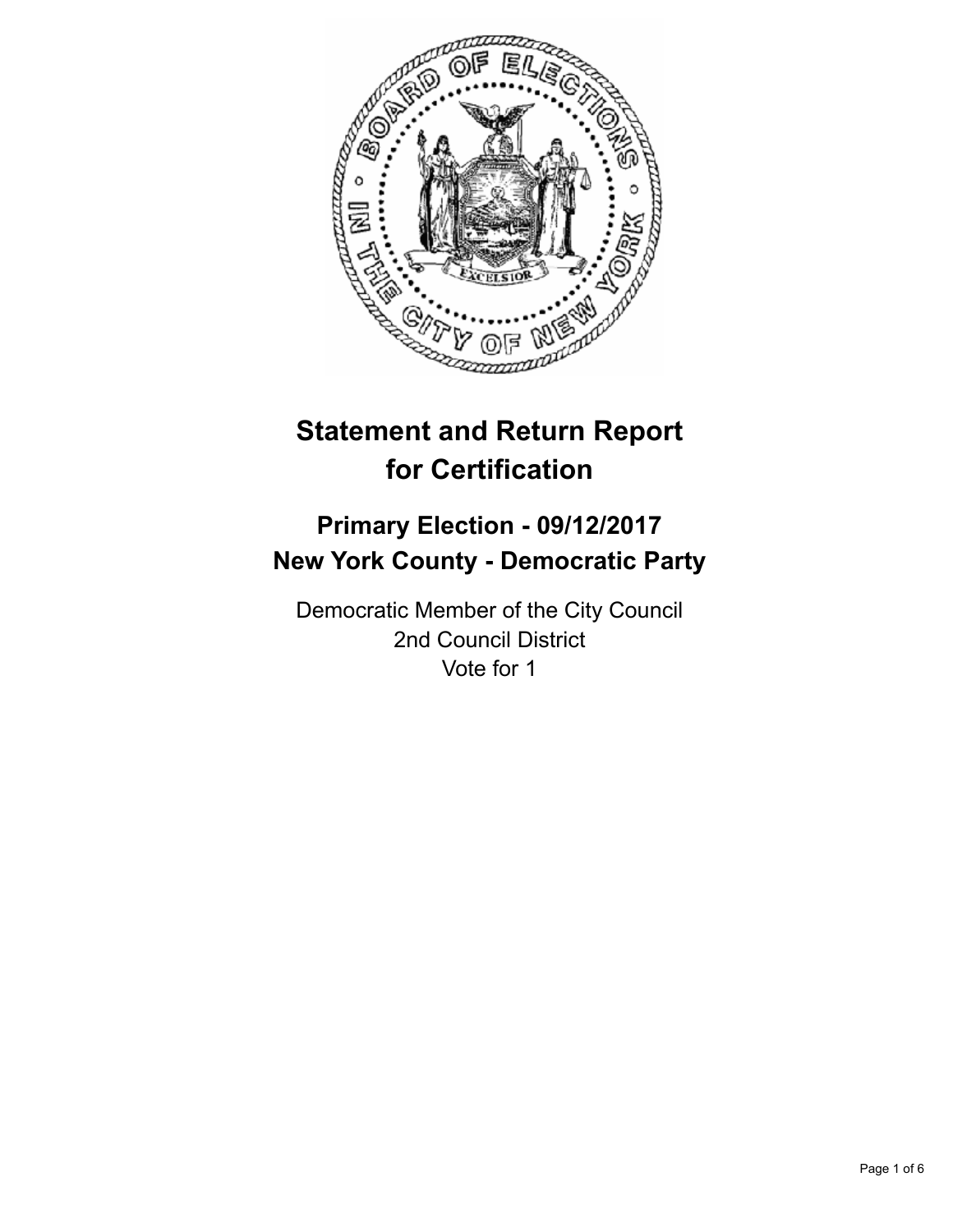# Statement and Return Report for Certification

## Primary Election - 09/12/2017
## New York County - Democratic Party

Democratic Member of the City Council
2nd Council District
Vote for 1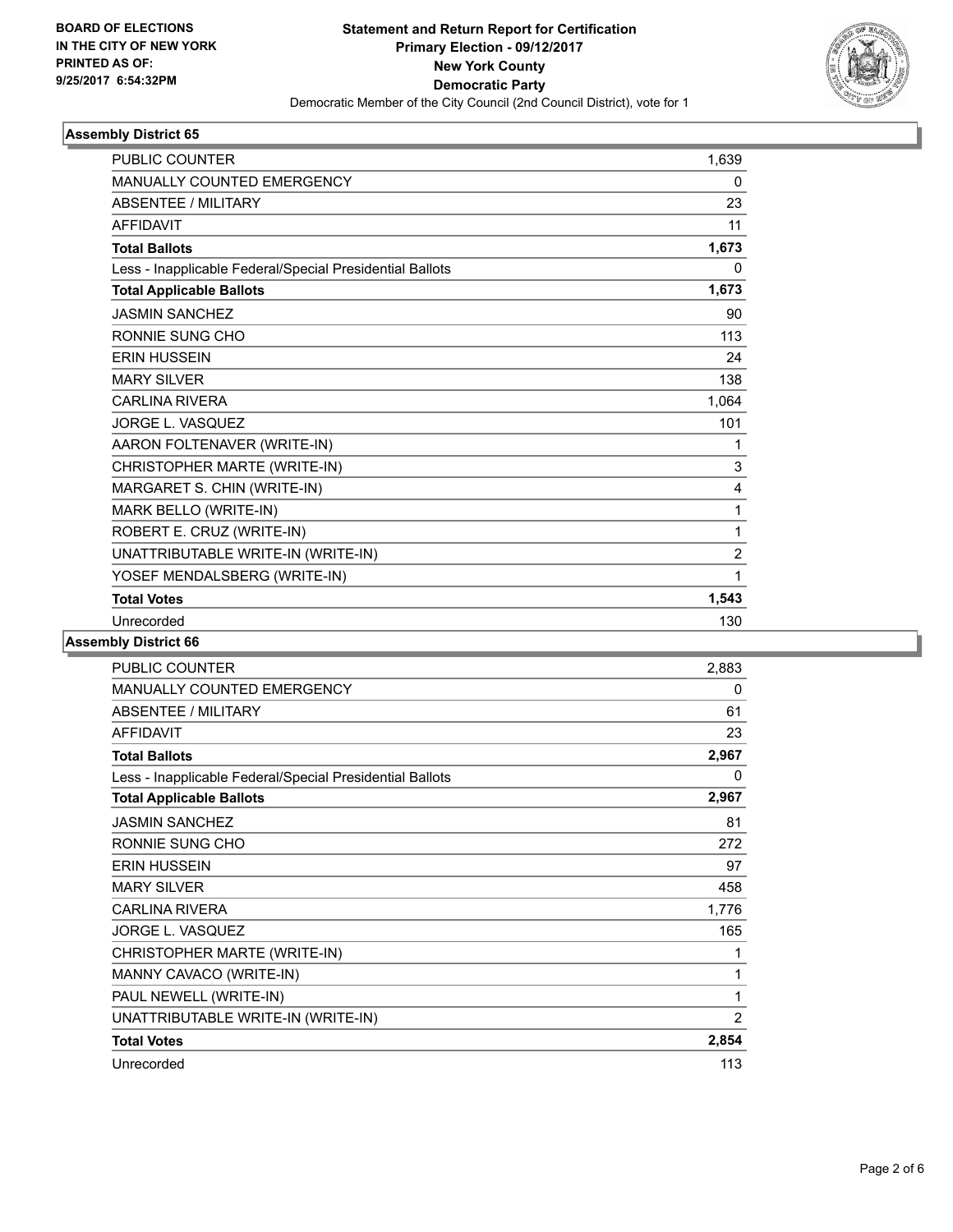BOARD OF ELECTIONS
IN THE CITY OF NEW YORK
PRINTED AS OF:
9/25/2017 6:54:32PM

**Statement and Return Report for Certification**
**Primary Election - 09/12/2017**
**New York County**
**Democratic Party**
Democratic Member of the City Council (2nd Council District), vote for 1

### Assembly District 65

| | |
|---|---|
| PUBLIC COUNTER | 1,639 |
| MANUALLY COUNTED EMERGENCY | 0 |
| ABSENTEE / MILITARY | 23 |
| AFFIDAVIT | 11 |
| **Total Ballots** | **1,673** |
| Less - Inapplicable Federal/Special Presidential Ballots | 0 |
| **Total Applicable Ballots** | **1,673** |
| JASMIN SANCHEZ | 90 |
| RONNIE SUNG CHO | 113 |
| ERIN HUSSEIN | 24 |
| MARY SILVER | 138 |
| CARLINA RIVERA | 1,064 |
| JORGE L. VASQUEZ | 101 |
| AARON FOLTENAVER (WRITE-IN) | 1 |
| CHRISTOPHER MARTE (WRITE-IN) | 3 |
| MARGARET S. CHIN (WRITE-IN) | 4 |
| MARK BELLO (WRITE-IN) | 1 |
| ROBERT E. CRUZ (WRITE-IN) | 1 |
| UNATTRIBUTABLE WRITE-IN (WRITE-IN) | 2 |
| YOSEF MENDALSBERG (WRITE-IN) | 1 |
| **Total Votes** | **1,543** |
| Unrecorded | 130 |

### Assembly District 66

| | |
|---|---|
| PUBLIC COUNTER | 2,883 |
| MANUALLY COUNTED EMERGENCY | 0 |
| ABSENTEE / MILITARY | 61 |
| AFFIDAVIT | 23 |
| **Total Ballots** | **2,967** |
| Less - Inapplicable Federal/Special Presidential Ballots | 0 |
| **Total Applicable Ballots** | **2,967** |
| JASMIN SANCHEZ | 81 |
| RONNIE SUNG CHO | 272 |
| ERIN HUSSEIN | 97 |
| MARY SILVER | 458 |
| CARLINA RIVERA | 1,776 |
| JORGE L. VASQUEZ | 165 |
| CHRISTOPHER MARTE (WRITE-IN) | 1 |
| MANNY CAVACO (WRITE-IN) | 1 |
| PAUL NEWELL (WRITE-IN) | 1 |
| UNATTRIBUTABLE WRITE-IN (WRITE-IN) | 2 |
| **Total Votes** | **2,854** |
| Unrecorded | 113 |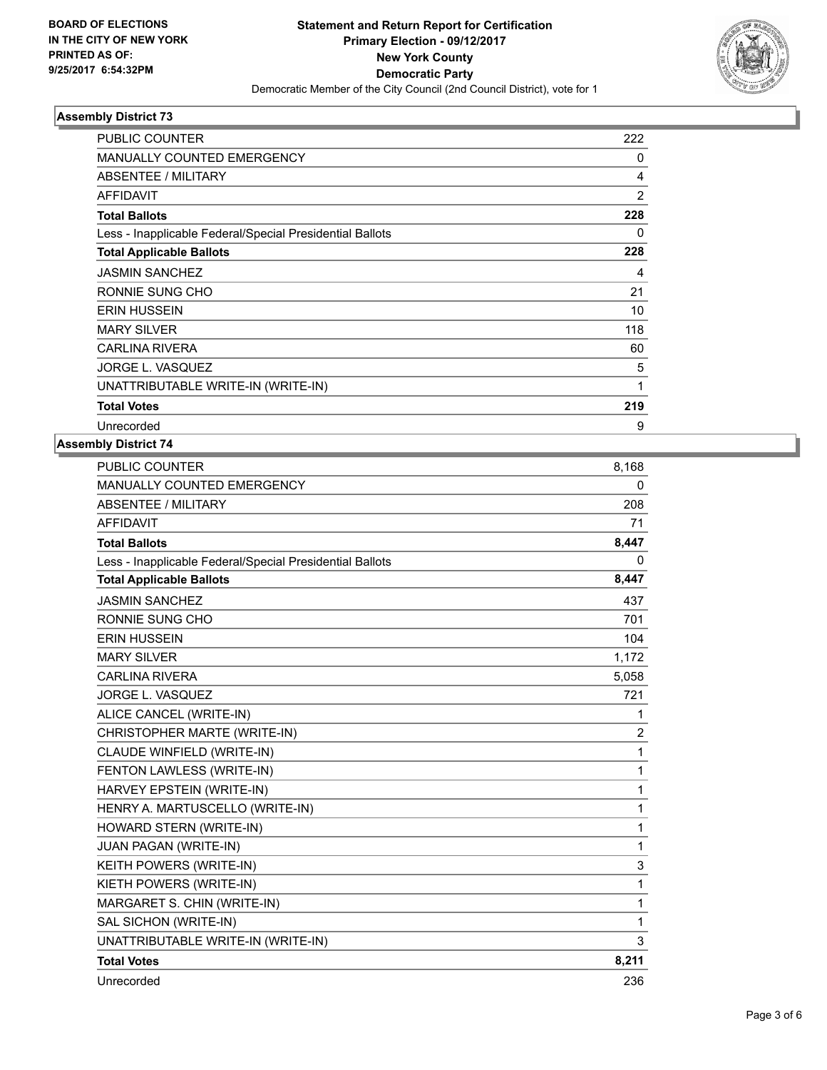BOARD OF ELECTIONS
IN THE CITY OF NEW YORK
PRINTED AS OF:
9/25/2017 6:54:32PM

**Statement and Return Report for Certification**
**Primary Election - 09/12/2017**
**New York County**
**Democratic Party**
Democratic Member of the City Council (2nd Council District), vote for 1

## Assembly District 73

| | |
|---|---|
| PUBLIC COUNTER | 222 |
| MANUALLY COUNTED EMERGENCY | 0 |
| ABSENTEE / MILITARY | 4 |
| AFFIDAVIT | 2 |
| **Total Ballots** | **228** |
| Less - Inapplicable Federal/Special Presidential Ballots | 0 |
| **Total Applicable Ballots** | **228** |
| JASMIN SANCHEZ | 4 |
| RONNIE SUNG CHO | 21 |
| ERIN HUSSEIN | 10 |
| MARY SILVER | 118 |
| CARLINA RIVERA | 60 |
| JORGE L. VASQUEZ | 5 |
| UNATTRIBUTABLE WRITE-IN (WRITE-IN) | 1 |
| **Total Votes** | **219** |
| Unrecorded | 9 |

## Assembly District 74

| | |
|---|---|
| PUBLIC COUNTER | 8,168 |
| MANUALLY COUNTED EMERGENCY | 0 |
| ABSENTEE / MILITARY | 208 |
| AFFIDAVIT | 71 |
| **Total Ballots** | **8,447** |
| Less - Inapplicable Federal/Special Presidential Ballots | 0 |
| **Total Applicable Ballots** | **8,447** |
| JASMIN SANCHEZ | 437 |
| RONNIE SUNG CHO | 701 |
| ERIN HUSSEIN | 104 |
| MARY SILVER | 1,172 |
| CARLINA RIVERA | 5,058 |
| JORGE L. VASQUEZ | 721 |
| ALICE CANCEL (WRITE-IN) | 1 |
| CHRISTOPHER MARTE (WRITE-IN) | 2 |
| CLAUDE WINFIELD (WRITE-IN) | 1 |
| FENTON LAWLESS (WRITE-IN) | 1 |
| HARVEY EPSTEIN (WRITE-IN) | 1 |
| HENRY A. MARTUSCELLO (WRITE-IN) | 1 |
| HOWARD STERN (WRITE-IN) | 1 |
| JUAN PAGAN (WRITE-IN) | 1 |
| KEITH POWERS (WRITE-IN) | 3 |
| KIETH POWERS (WRITE-IN) | 1 |
| MARGARET S. CHIN (WRITE-IN) | 1 |
| SAL SICHON (WRITE-IN) | 1 |
| UNATTRIBUTABLE WRITE-IN (WRITE-IN) | 3 |
| **Total Votes** | **8,211** |
| Unrecorded | 236 |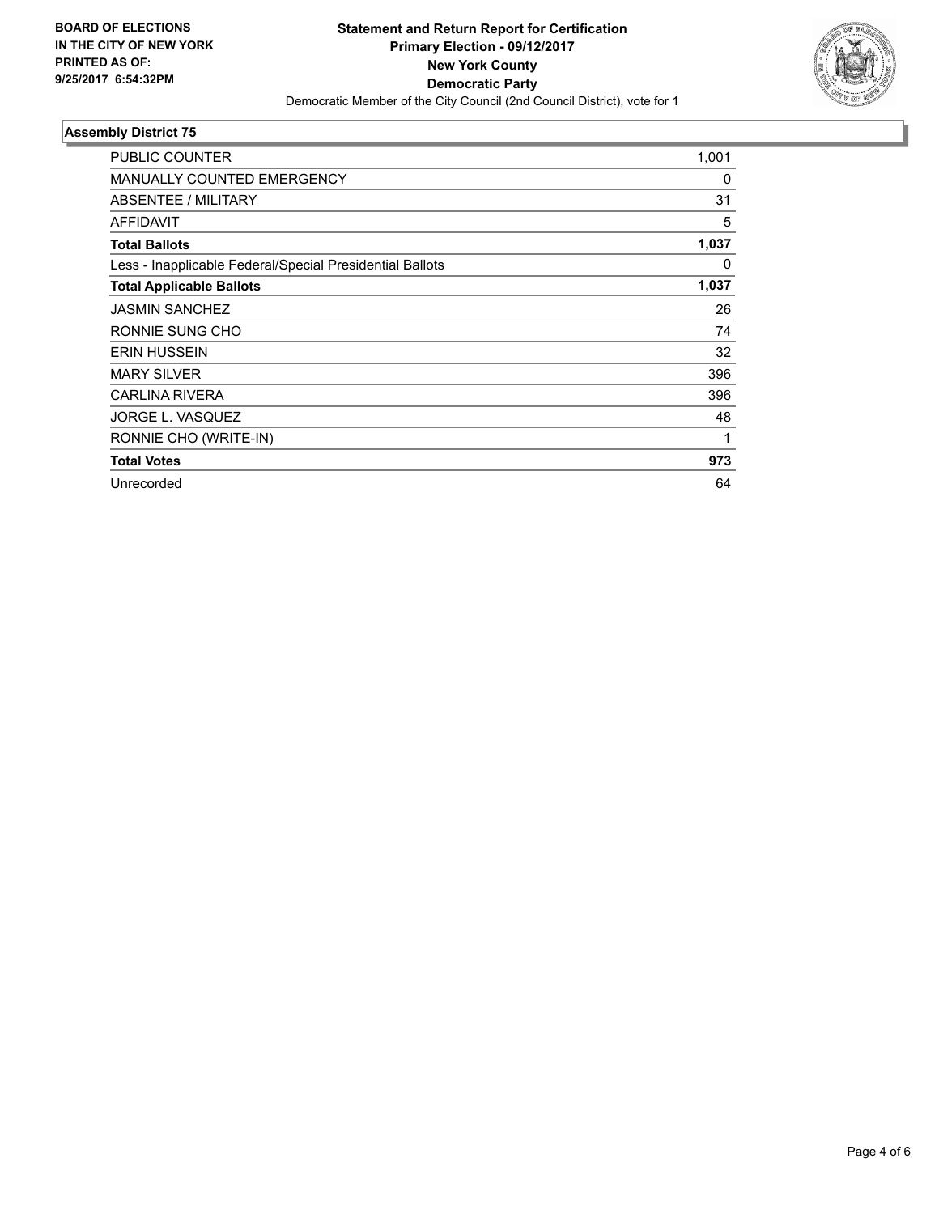BOARD OF ELECTIONS
IN THE CITY OF NEW YORK
PRINTED AS OF:
9/25/2017 6:54:32PM

**Statement and Return Report for Certification**
**Primary Election - 09/12/2017**
**New York County**
**Democratic Party**
Democratic Member of the City Council (2nd Council District), vote for 1

### Assembly District 75

| | |
|---|---|
| PUBLIC COUNTER | 1,001 |
| MANUALLY COUNTED EMERGENCY | 0 |
| ABSENTEE / MILITARY | 31 |
| AFFIDAVIT | 5 |
| **Total Ballots** | **1,037** |
| Less - Inapplicable Federal/Special Presidential Ballots | 0 |
| **Total Applicable Ballots** | **1,037** |
| JASMIN SANCHEZ | 26 |
| RONNIE SUNG CHO | 74 |
| ERIN HUSSEIN | 32 |
| MARY SILVER | 396 |
| CARLINA RIVERA | 396 |
| JORGE L. VASQUEZ | 48 |
| RONNIE CHO (WRITE-IN) | 1 |
| **Total Votes** | **973** |
| Unrecorded | 64 |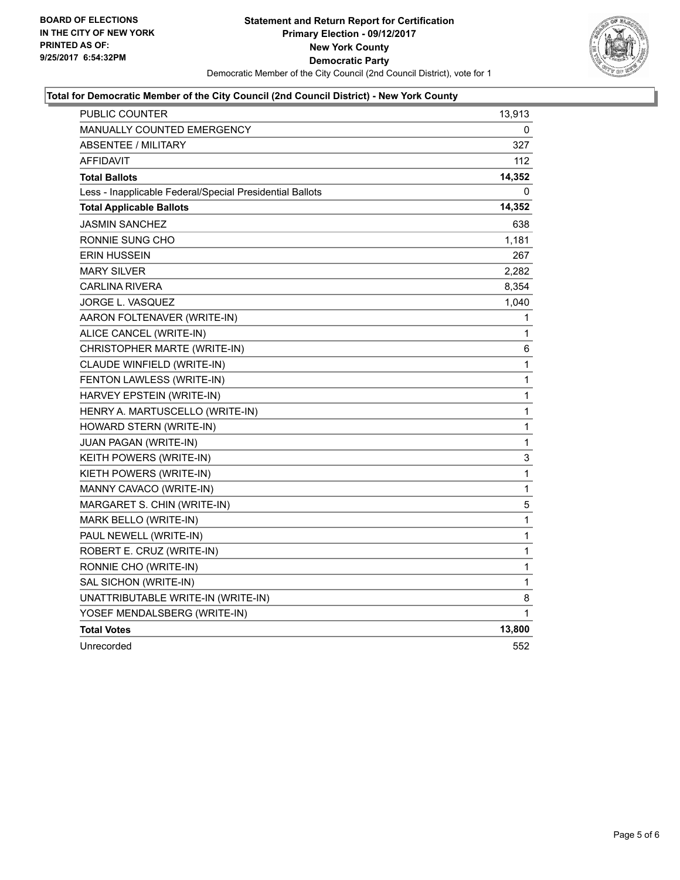**BOARD OF ELECTIONS IN THE CITY OF NEW YORK PRINTED AS OF: 9/25/2017 6:54:32PM**

# Statement and Return Report for Certification
## Primary Election - 09/12/2017
## New York County
## Democratic Party

Democratic Member of the City Council (2nd Council District), vote for 1

### Total for Democratic Member of the City Council (2nd Council District) - New York County

| | |
|---|---|
| PUBLIC COUNTER | 13,913 |
| MANUALLY COUNTED EMERGENCY | 0 |
| ABSENTEE / MILITARY | 327 |
| AFFIDAVIT | 112 |
| **Total Ballots** | **14,352** |
| Less - Inapplicable Federal/Special Presidential Ballots | 0 |
| **Total Applicable Ballots** | **14,352** |
| JASMIN SANCHEZ | 638 |
| RONNIE SUNG CHO | 1,181 |
| ERIN HUSSEIN | 267 |
| MARY SILVER | 2,282 |
| CARLINA RIVERA | 8,354 |
| JORGE L. VASQUEZ | 1,040 |
| AARON FOLTENAVER (WRITE-IN) | 1 |
| ALICE CANCEL (WRITE-IN) | 1 |
| CHRISTOPHER MARTE (WRITE-IN) | 6 |
| CLAUDE WINFIELD (WRITE-IN) | 1 |
| FENTON LAWLESS (WRITE-IN) | 1 |
| HARVEY EPSTEIN (WRITE-IN) | 1 |
| HENRY A. MARTUSCELLO (WRITE-IN) | 1 |
| HOWARD STERN (WRITE-IN) | 1 |
| JUAN PAGAN (WRITE-IN) | 1 |
| KEITH POWERS (WRITE-IN) | 3 |
| KIETH POWERS (WRITE-IN) | 1 |
| MANNY CAVACO (WRITE-IN) | 1 |
| MARGARET S. CHIN (WRITE-IN) | 5 |
| MARK BELLO (WRITE-IN) | 1 |
| PAUL NEWELL (WRITE-IN) | 1 |
| ROBERT E. CRUZ (WRITE-IN) | 1 |
| RONNIE CHO (WRITE-IN) | 1 |
| SAL SICHON (WRITE-IN) | 1 |
| UNATTRIBUTABLE WRITE-IN (WRITE-IN) | 8 |
| YOSEF MENDALSBERG (WRITE-IN) | 1 |
| **Total Votes** | **13,800** |
| Unrecorded | 552 |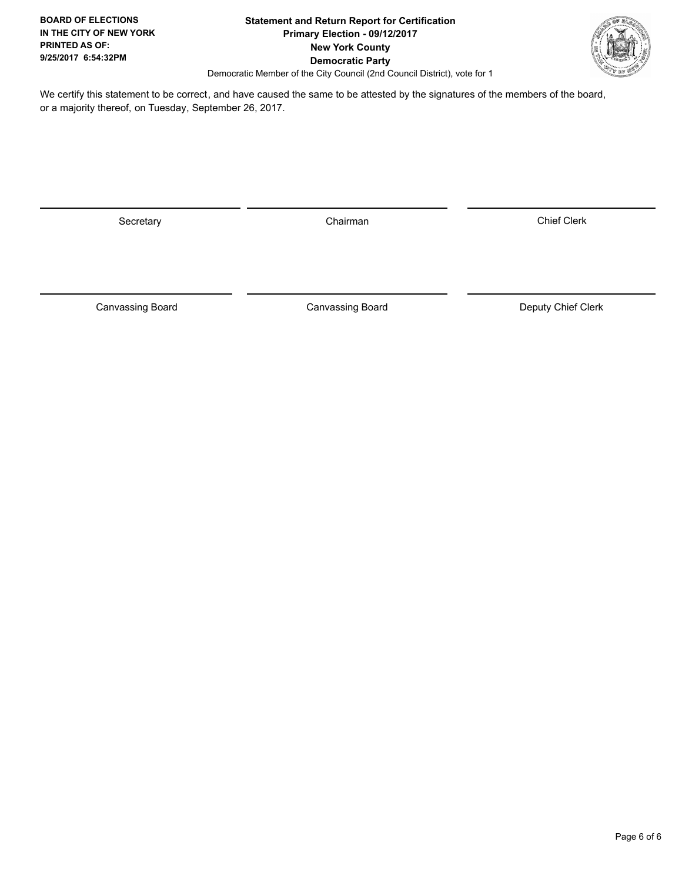**BOARD OF ELECTIONS**
**IN THE CITY OF NEW YORK**
**PRINTED AS OF:**
**9/25/2017 6:54:32PM**

**Statement and Return Report for Certification**
**Primary Election - 09/12/2017**
**New York County**
**Democratic Party**
Democratic Member of the City Council (2nd Council District), vote for 1

We certify this statement to be correct, and have caused the same to be attested by the signatures of the members of the board, or a majority thereof, on Tuesday, September 26, 2017.

| | | |
|---|---|---|
| Secretary | Chairman | Chief Clerk |
| Canvassing Board | Canvassing Board | Deputy Chief Clerk |